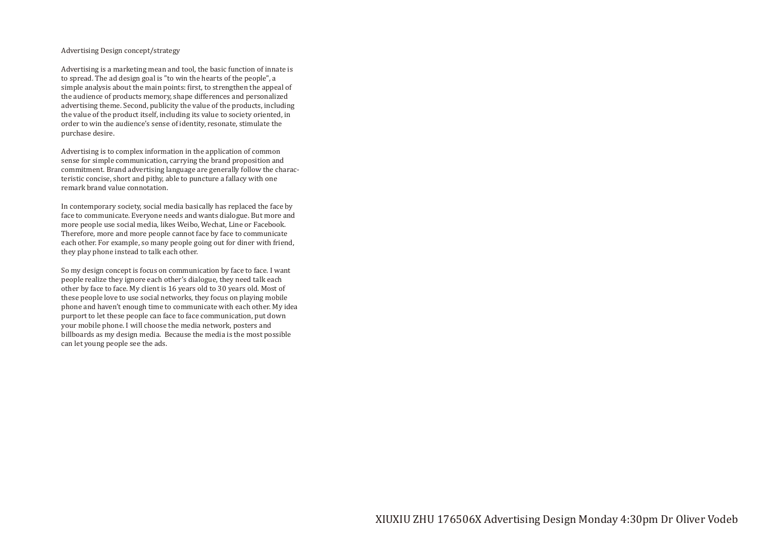Advertising Design concept/strategy

Advertising is a marketing mean and tool, the basic function of innate is to spread. The ad design goal is "to win the hearts of the people", a simple analysis about the main points: first, to strengthen the appeal of the audience of products memory, shape differences and personalized advertising theme. Second, publicity the value of the products, including the value of the product itself, including its value to society oriented, in order to win the audience's sense of identity, resonate, stimulate the purchase desire.

Advertising is to complex information in the application of common sense for simple communication, carrying the brand proposition and commitment. Brand advertising language are generally follow the characteristic concise, short and pithy, able to puncture a fallacy with one remark brand value connotation.

In contemporary society, social media basically has replaced the face by face to communicate. Everyone needs and wants dialogue. But more and more people use social media, likes Weibo, Wechat, Line or Facebook. Therefore, more and more people cannot face by face to communicate each other. For example, so many people going out for diner with friend, they play phone instead to talk each other.

So my design concept is focus on communication by face to face. I want people realize they ignore each other's dialogue, they need talk each other by face to face. My client is 16 years old to 30 years old. Most of these people love to use social networks, they focus on playing mobile phone and haven't enough time to communicate with each other. My idea purport to let these people can face to face communication, put down your mobile phone. I will choose the media network, posters and billboards as my design media. Because the media is the most possible can let young people see the ads.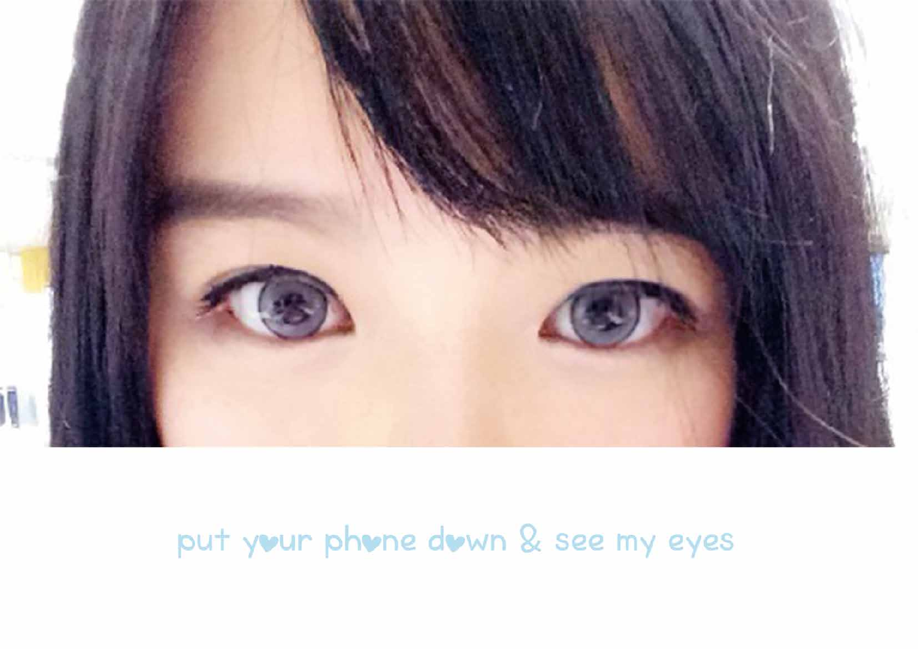put your phone down & see my eyes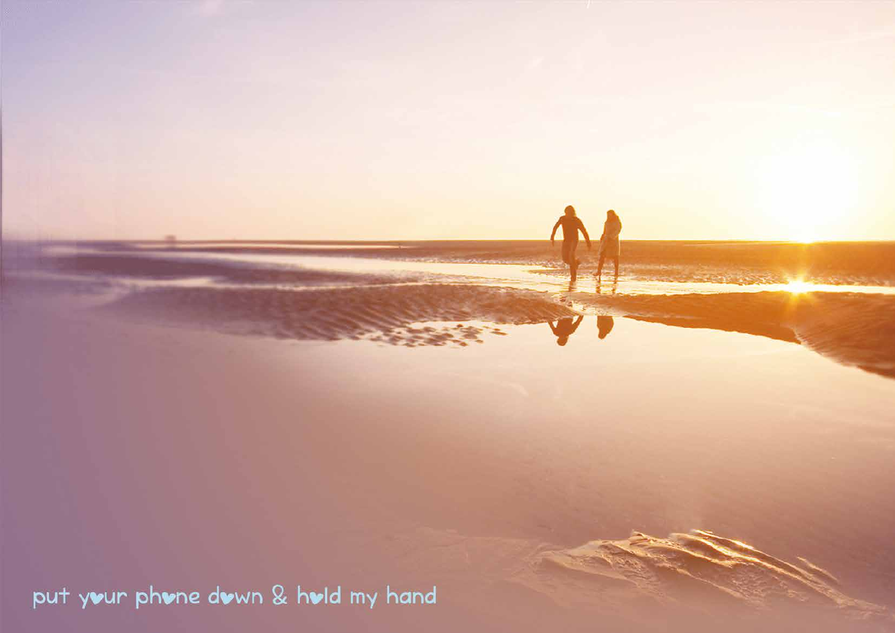put your phone down & hold my hand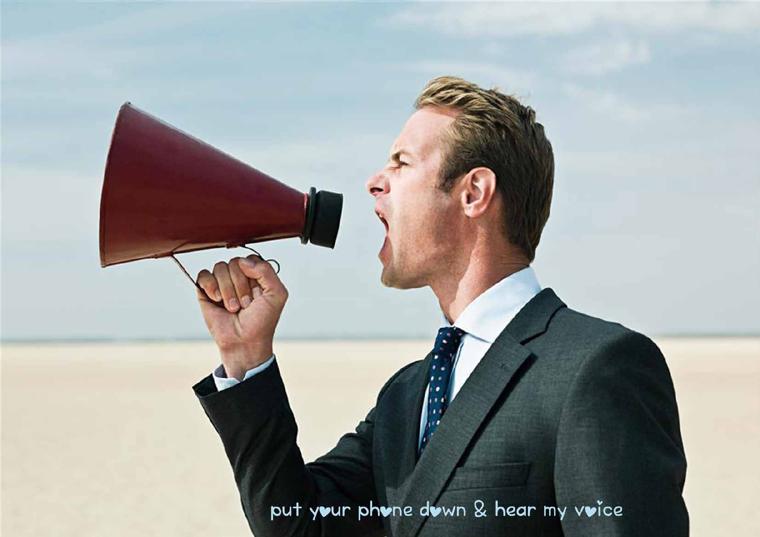put your phone down & hear my voice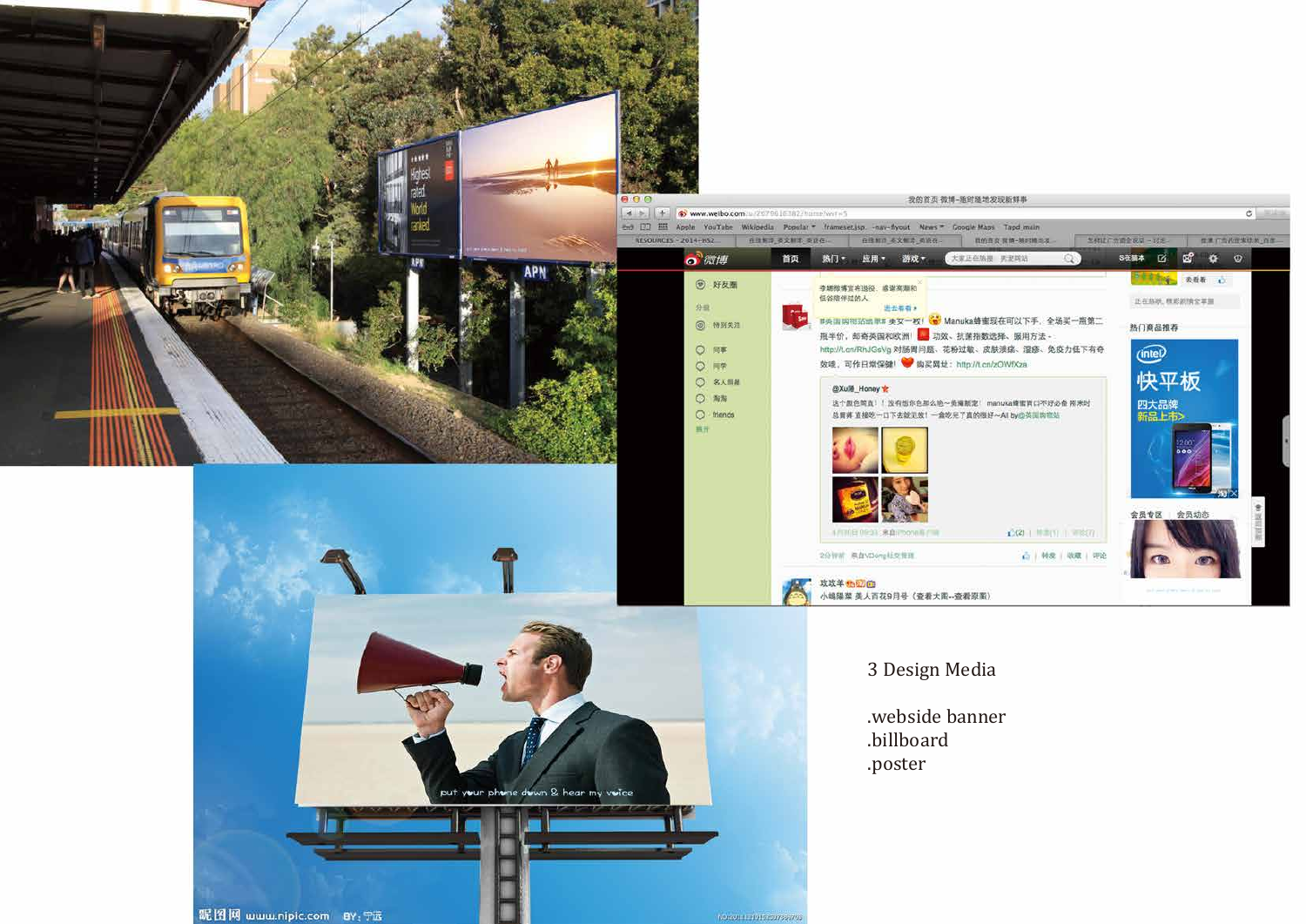3 Design Media

.webside banner
.billboard
.poster